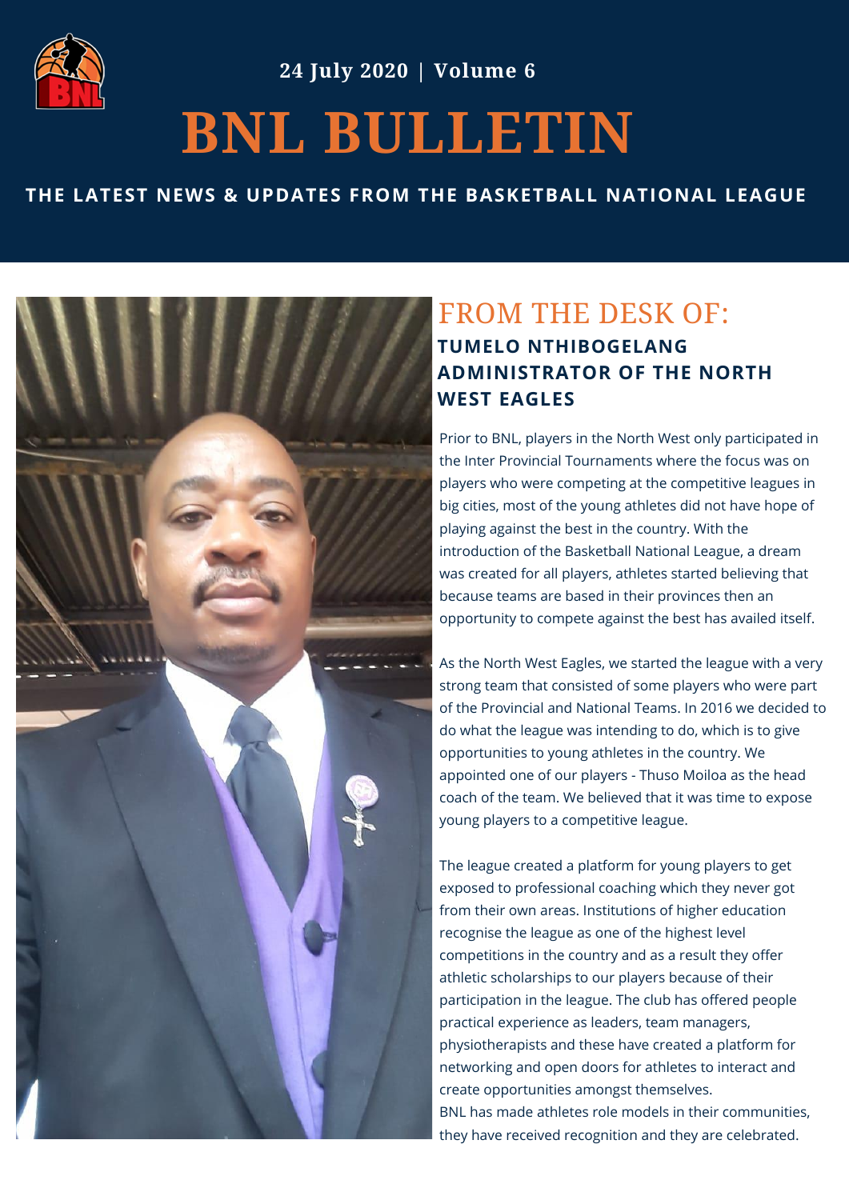24 July 2020 | Volume 6

# BNL BULLETIN

**THE LATEST NEWS & UPDATES FROM THE BASKETBALL NATIONAL LEAGUE**

## FROM THE DESK OF:

### TUMELO NTHIBOGELANG ADMINISTRATOR OF THE NORTH WEST EAGLES

Prior to BNL, players in the North West only participated in the Inter Provincial Tournaments where the focus was on players who were competing at the competitive leagues in big cities, most of the young athletes did not have hope of playing against the best in the country. With the introduction of the Basketball National League, a dream was created for all players, athletes started believing that because teams are based in their provinces then an opportunity to compete against the best has availed itself.

As the North West Eagles, we started the league with a very strong team that consisted of some players who were part of the Provincial and National Teams. In 2016 we decided to do what the league was intending to do, which is to give opportunities to young athletes in the country. We appointed one of our players - Thuso Moiloa as the head coach of the team. We believed that it was time to expose young players to a competitive league.

The league created a platform for young players to get exposed to professional coaching which they never got from their own areas. Institutions of higher education recognise the league as one of the highest level competitions in the country and as a result they offer athletic scholarships to our players because of their participation in the league. The club has offered people practical experience as leaders, team managers, physiotherapists and these have created a platform for networking and open doors for athletes to interact and create opportunities amongst themselves.
BNL has made athletes role models in their communities, they have received recognition and they are celebrated.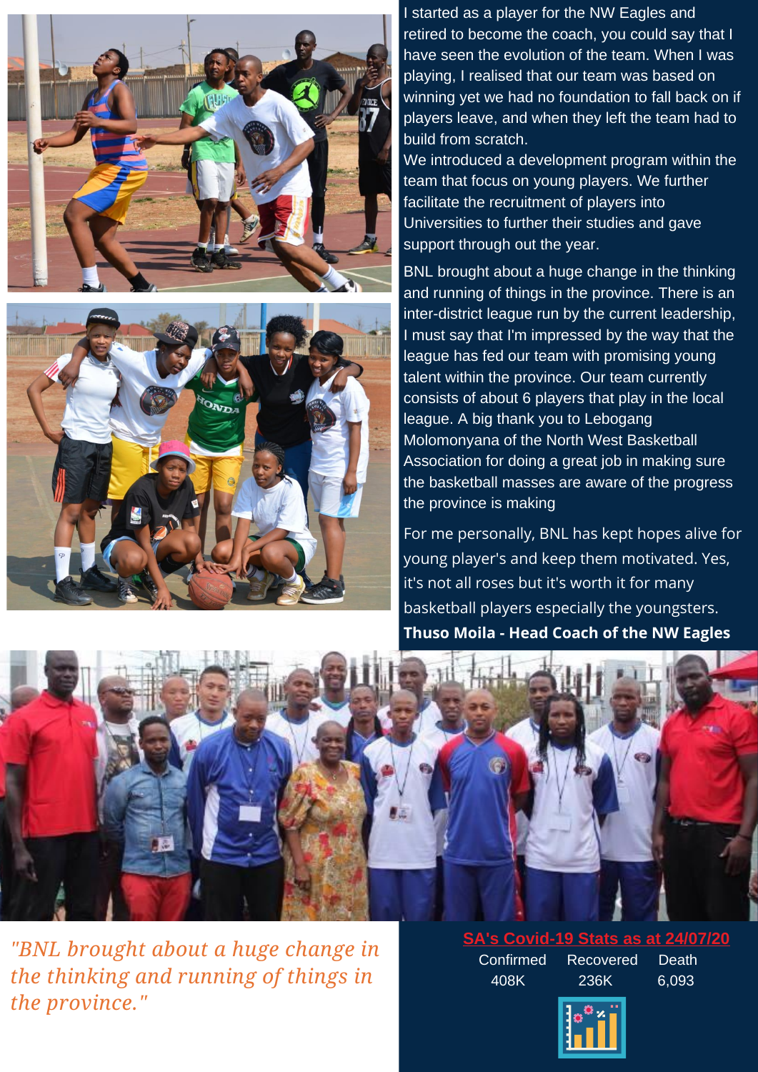I started as a player for the NW Eagles and retired to become the coach, you could say that I have seen the evolution of the team. When I was playing, I realised that our team was based on winning yet we had no foundation to fall back on if players leave, and when they left the team had to build from scratch.

We introduced a development program within the team that focus on young players. We further facilitate the recruitment of players into Universities to further their studies and gave support through out the year.

BNL brought about a huge change in the thinking and running of things in the province. There is an inter-district league run by the current leadership, I must say that I'm impressed by the way that the league has fed our team with promising young talent within the province. Our team currently consists of about 6 players that play in the local league. A big thank you to Lebogang Molomonyana of the North West Basketball Association for doing a great job in making sure the basketball masses are aware of the progress the province is making

For me personally, BNL has kept hopes alive for young player's and keep them motivated. Yes, it's not all roses but it's worth it for many basketball players especially the youngsters.

**Thuso Moila - Head Coach of the NW Eagles**

*"BNL brought about a huge change in the thinking and running of things in the province."*

## SA's Covid-19 Stats as at 24/07/20

| Confirmed | Recovered | Death |
|---|---|---|
| 408K | 236K | 6,093 |